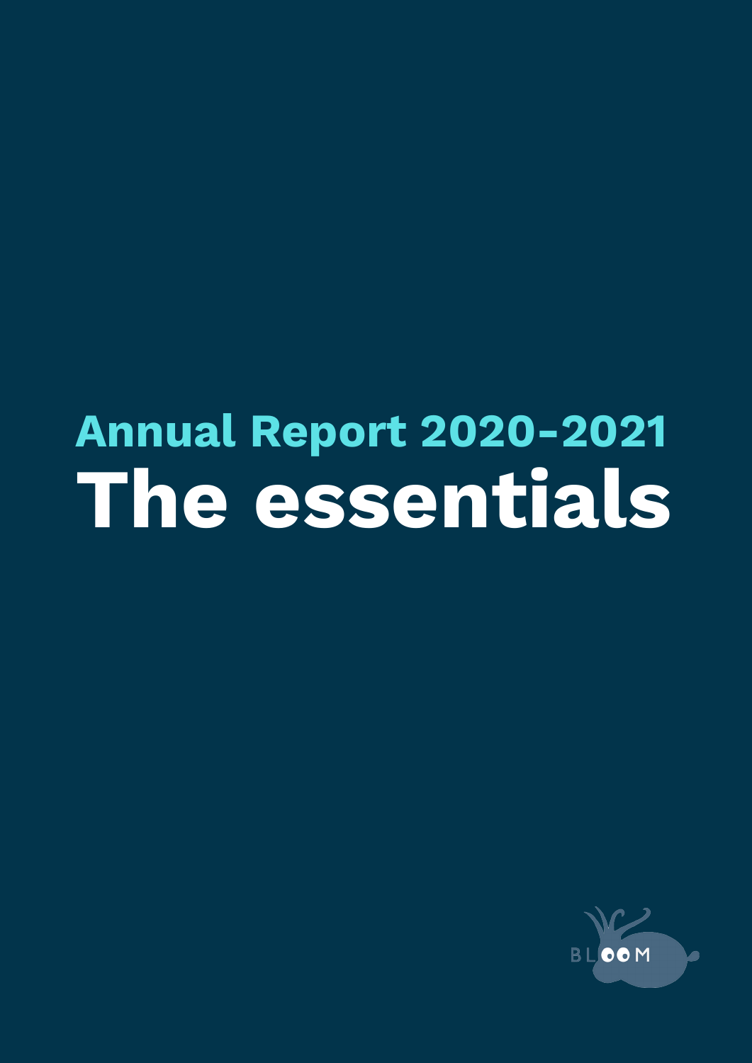## Annual Report 2020-2021

# The essentials

BLOOM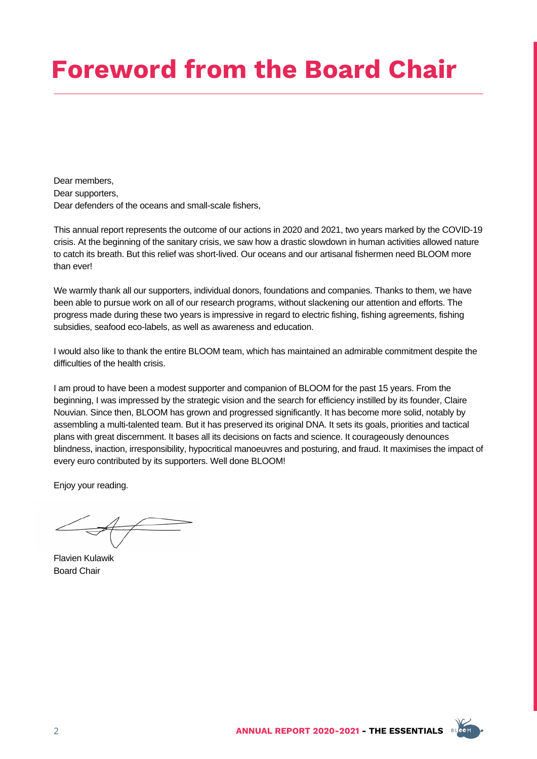# Foreword from the Board Chair

Dear members,
Dear supporters,
Dear defenders of the oceans and small-scale fishers,

This annual report represents the outcome of our actions in 2020 and 2021, two years marked by the COVID-19 crisis. At the beginning of the sanitary crisis, we saw how a drastic slowdown in human activities allowed nature to catch its breath. But this relief was short-lived. Our oceans and our artisanal fishermen need BLOOM more than ever!

We warmly thank all our supporters, individual donors, foundations and companies. Thanks to them, we have been able to pursue work on all of our research programs, without slackening our attention and efforts. The progress made during these two years is impressive in regard to electric fishing, fishing agreements, fishing subsidies, seafood eco-labels, as well as awareness and education.

I would also like to thank the entire BLOOM team, which has maintained an admirable commitment despite the difficulties of the health crisis.

I am proud to have been a modest supporter and companion of BLOOM for the past 15 years. From the beginning, I was impressed by the strategic vision and the search for efficiency instilled by its founder, Claire Nouvian. Since then, BLOOM has grown and progressed significantly. It has become more solid, notably by assembling a multi-talented team. But it has preserved its original DNA. It sets its goals, priorities and tactical plans with great discernment. It bases all its decisions on facts and science. It courageously denounces blindness, inaction, irresponsibility, hypocritical manoeuvres and posturing, and fraud. It maximises the impact of every euro contributed by its supporters. Well done BLOOM!

Enjoy your reading.

Flavien Kulawik
Board Chair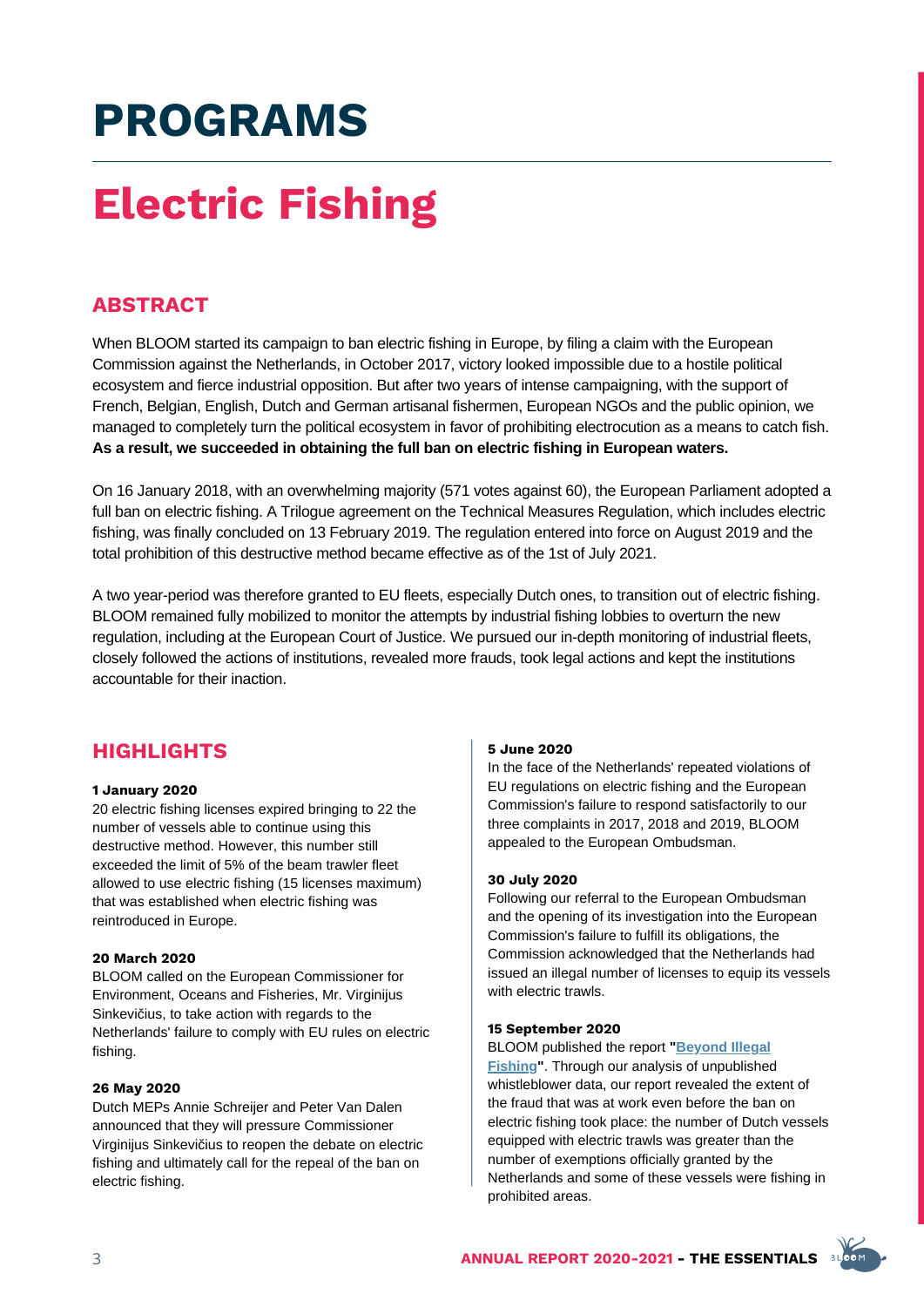# PROGRAMS

# Electric Fishing

## ABSTRACT

When BLOOM started its campaign to ban electric fishing in Europe, by filing a claim with the European Commission against the Netherlands, in October 2017, victory looked impossible due to a hostile political ecosystem and fierce industrial opposition. But after two years of intense campaigning, with the support of French, Belgian, English, Dutch and German artisanal fishermen, European NGOs and the public opinion, we managed to completely turn the political ecosystem in favor of prohibiting electrocution as a means to catch fish. **As a result, we succeeded in obtaining the full ban on electric fishing in European waters.**

On 16 January 2018, with an overwhelming majority (571 votes against 60), the European Parliament adopted a full ban on electric fishing. A Trilogue agreement on the Technical Measures Regulation, which includes electric fishing, was finally concluded on 13 February 2019. The regulation entered into force on August 2019 and the total prohibition of this destructive method became effective as of the 1st of July 2021.

A two year-period was therefore granted to EU fleets, especially Dutch ones, to transition out of electric fishing. BLOOM remained fully mobilized to monitor the attempts by industrial fishing lobbies to overturn the new regulation, including at the European Court of Justice. We pursued our in-depth monitoring of industrial fleets, closely followed the actions of institutions, revealed more frauds, took legal actions and kept the institutions accountable for their inaction.

## HIGHLIGHTS

**1 January 2020**
20 electric fishing licenses expired bringing to 22 the number of vessels able to continue using this destructive method. However, this number still exceeded the limit of 5% of the beam trawler fleet allowed to use electric fishing (15 licenses maximum) that was established when electric fishing was reintroduced in Europe.

**20 March 2020**
BLOOM called on the European Commissioner for Environment, Oceans and Fisheries, Mr. Virginijus Sinkevičius, to take action with regards to the Netherlands' failure to comply with EU rules on electric fishing.

**26 May 2020**
Dutch MEPs Annie Schreijer and Peter Van Dalen announced that they will pressure Commissioner Virginijus Sinkevičius to reopen the debate on electric fishing and ultimately call for the repeal of the ban on electric fishing.

**5 June 2020**
In the face of the Netherlands' repeated violations of EU regulations on electric fishing and the European Commission's failure to respond satisfactorily to our three complaints in 2017, 2018 and 2019, BLOOM appealed to the European Ombudsman.

**30 July 2020**
Following our referral to the European Ombudsman and the opening of its investigation into the European Commission's failure to fulfill its obligations, the Commission acknowledged that the Netherlands had issued an illegal number of licenses to equip its vessels with electric trawls.

**15 September 2020**
BLOOM published the report **"Beyond Illegal Fishing"**. Through our analysis of unpublished whistleblower data, our report revealed the extent of the fraud that was at work even before the ban on electric fishing took place: the number of Dutch vessels equipped with electric trawls was greater than the number of exemptions officially granted by the Netherlands and some of these vessels were fishing in prohibited areas.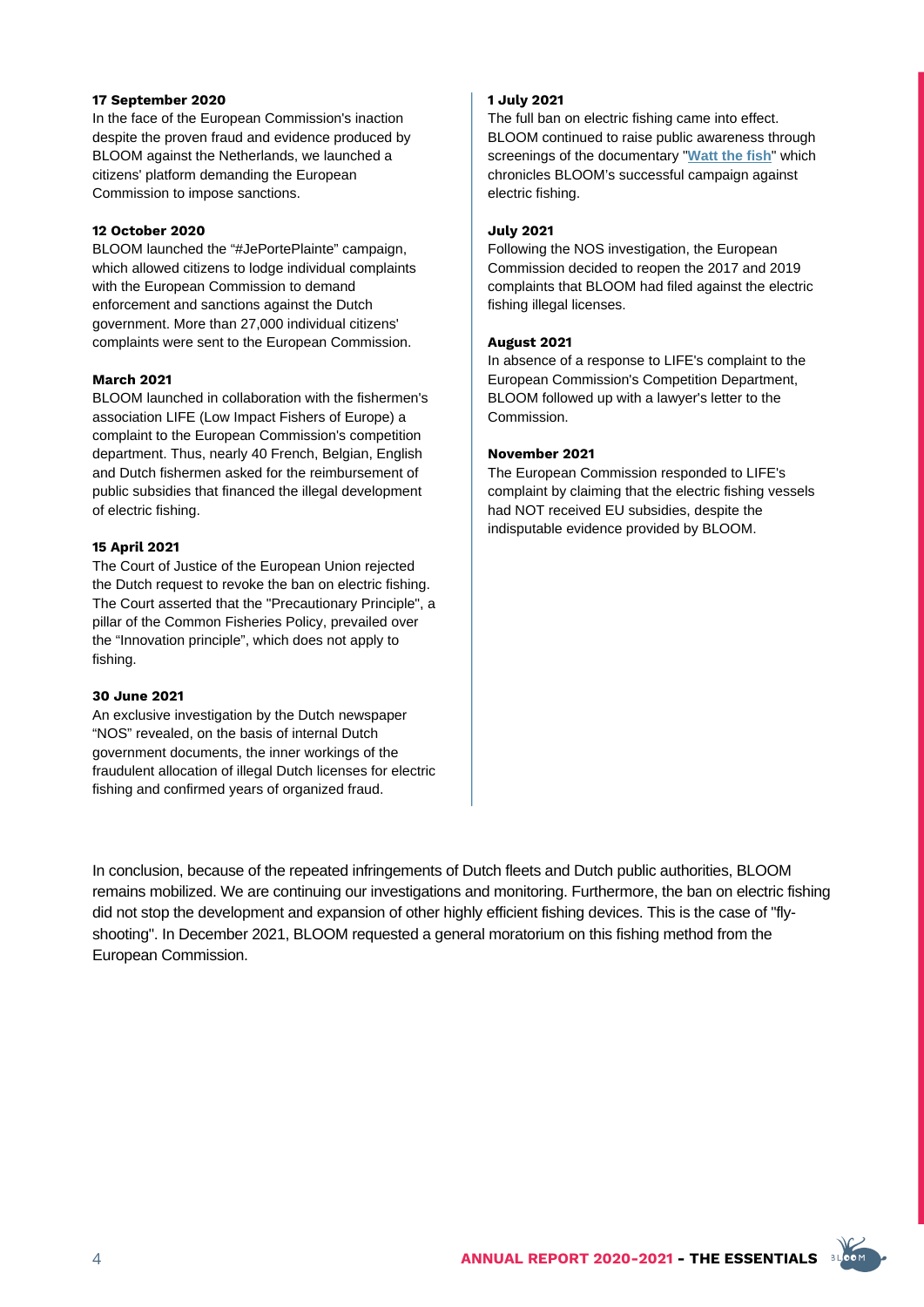**17 September 2020**
In the face of the European Commission's inaction despite the proven fraud and evidence produced by BLOOM against the Netherlands, we launched a citizens' platform demanding the European Commission to impose sanctions.

**12 October 2020**
BLOOM launched the "#JePortePlainte" campaign, which allowed citizens to lodge individual complaints with the European Commission to demand enforcement and sanctions against the Dutch government. More than 27,000 individual citizens' complaints were sent to the European Commission.

**March 2021**
BLOOM launched in collaboration with the fishermen's association LIFE (Low Impact Fishers of Europe) a complaint to the European Commission's competition department. Thus, nearly 40 French, Belgian, English and Dutch fishermen asked for the reimbursement of public subsidies that financed the illegal development of electric fishing.

**15 April 2021**
The Court of Justice of the European Union rejected the Dutch request to revoke the ban on electric fishing. The Court asserted that the "Precautionary Principle", a pillar of the Common Fisheries Policy, prevailed over the "Innovation principle", which does not apply to fishing.

**30 June 2021**
An exclusive investigation by the Dutch newspaper "NOS" revealed, on the basis of internal Dutch government documents, the inner workings of the fraudulent allocation of illegal Dutch licenses for electric fishing and confirmed years of organized fraud.

**1 July 2021**
The full ban on electric fishing came into effect. BLOOM continued to raise public awareness through screenings of the documentary "**Watt the fish**" which chronicles BLOOM's successful campaign against electric fishing.

**July 2021**
Following the NOS investigation, the European Commission decided to reopen the 2017 and 2019 complaints that BLOOM had filed against the electric fishing illegal licenses.

**August 2021**
In absence of a response to LIFE's complaint to the European Commission's Competition Department, BLOOM followed up with a lawyer's letter to the Commission.

**November 2021**
The European Commission responded to LIFE's complaint by claiming that the electric fishing vessels had NOT received EU subsidies, despite the indisputable evidence provided by BLOOM.

In conclusion, because of the repeated infringements of Dutch fleets and Dutch public authorities, BLOOM remains mobilized. We are continuing our investigations and monitoring. Furthermore, the ban on electric fishing did not stop the development and expansion of other highly efficient fishing devices. This is the case of "fly-shooting". In December 2021, BLOOM requested a general moratorium on this fishing method from the European Commission.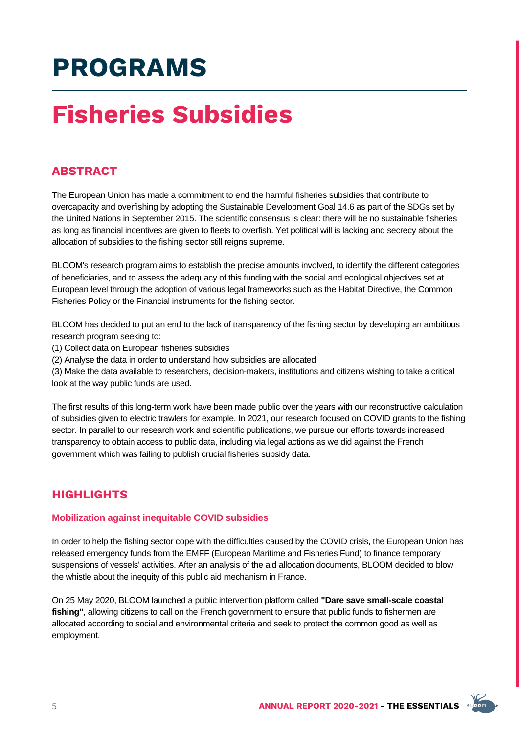# PROGRAMS

# Fisheries Subsidies

## ABSTRACT

The European Union has made a commitment to end the harmful fisheries subsidies that contribute to overcapacity and overfishing by adopting the Sustainable Development Goal 14.6 as part of the SDGs set by the United Nations in September 2015. The scientific consensus is clear: there will be no sustainable fisheries as long as financial incentives are given to fleets to overfish. Yet political will is lacking and secrecy about the allocation of subsidies to the fishing sector still reigns supreme.

BLOOM's research program aims to establish the precise amounts involved, to identify the different categories of beneficiaries, and to assess the adequacy of this funding with the social and ecological objectives set at European level through the adoption of various legal frameworks such as the Habitat Directive, the Common Fisheries Policy or the Financial instruments for the fishing sector.

BLOOM has decided to put an end to the lack of transparency of the fishing sector by developing an ambitious research program seeking to:
(1) Collect data on European fisheries subsidies
(2) Analyse the data in order to understand how subsidies are allocated
(3) Make the data available to researchers, decision-makers, institutions and citizens wishing to take a critical look at the way public funds are used.

The first results of this long-term work have been made public over the years with our reconstructive calculation of subsidies given to electric trawlers for example. In 2021, our research focused on COVID grants to the fishing sector. In parallel to our research work and scientific publications, we pursue our efforts towards increased transparency to obtain access to public data, including via legal actions as we did against the French government which was failing to publish crucial fisheries subsidy data.

## HIGHLIGHTS

### Mobilization against inequitable COVID subsidies

In order to help the fishing sector cope with the difficulties caused by the COVID crisis, the European Union has released emergency funds from the EMFF (European Maritime and Fisheries Fund) to finance temporary suspensions of vessels' activities. After an analysis of the aid allocation documents, BLOOM decided to blow the whistle about the inequity of this public aid mechanism in France.

On 25 May 2020, BLOOM launched a public intervention platform called **"Dare save small-scale coastal fishing"**, allowing citizens to call on the French government to ensure that public funds to fishermen are allocated according to social and environmental criteria and seek to protect the common good as well as employment.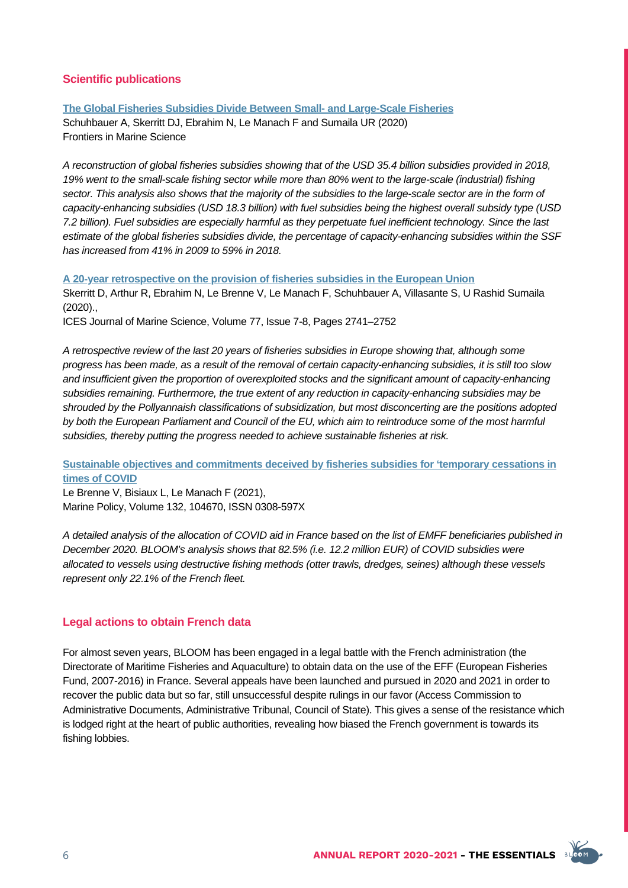## Scientific publications

**[The Global Fisheries Subsidies Divide Between Small- and Large-Scale Fisheries]**
Schuhbauer A, Skerritt DJ, Ebrahim N, Le Manach F and Sumaila UR (2020)
Frontiers in Marine Science

*A reconstruction of global fisheries subsidies showing that of the USD 35.4 billion subsidies provided in 2018, 19% went to the small-scale fishing sector while more than 80% went to the large-scale (industrial) fishing sector. This analysis also shows that the majority of the subsidies to the large-scale sector are in the form of capacity-enhancing subsidies (USD 18.3 billion) with fuel subsidies being the highest overall subsidy type (USD 7.2 billion). Fuel subsidies are especially harmful as they perpetuate fuel inefficient technology. Since the last estimate of the global fisheries subsidies divide, the percentage of capacity-enhancing subsidies within the SSF has increased from 41% in 2009 to 59% in 2018.*

**[A 20-year retrospective on the provision of fisheries subsidies in the European Union]**
Skerritt D, Arthur R, Ebrahim N, Le Brenne V, Le Manach F, Schuhbauer A, Villasante S, U Rashid Sumaila (2020).,
ICES Journal of Marine Science, Volume 77, Issue 7-8, Pages 2741–2752

*A retrospective review of the last 20 years of fisheries subsidies in Europe showing that, although some progress has been made, as a result of the removal of certain capacity-enhancing subsidies, it is still too slow and insufficient given the proportion of overexploited stocks and the significant amount of capacity-enhancing subsidies remaining. Furthermore, the true extent of any reduction in capacity-enhancing subsidies may be shrouded by the Pollyannaish classifications of subsidization, but most disconcerting are the positions adopted by both the European Parliament and Council of the EU, which aim to reintroduce some of the most harmful subsidies, thereby putting the progress needed to achieve sustainable fisheries at risk.*

**[Sustainable objectives and commitments deceived by fisheries subsidies for 'temporary cessations in times of COVID]**
Le Brenne V, Bisiaux L, Le Manach F (2021),
Marine Policy, Volume 132, 104670, ISSN 0308-597X

*A detailed analysis of the allocation of COVID aid in France based on the list of EMFF beneficiaries published in December 2020. BLOOM's analysis shows that 82.5% (i.e. 12.2 million EUR) of COVID subsidies were allocated to vessels using destructive fishing methods (otter trawls, dredges, seines) although these vessels represent only 22.1% of the French fleet.*

## Legal actions to obtain French data

For almost seven years, BLOOM has been engaged in a legal battle with the French administration (the Directorate of Maritime Fisheries and Aquaculture) to obtain data on the use of the EFF (European Fisheries Fund, 2007-2016) in France. Several appeals have been launched and pursued in 2020 and 2021 in order to recover the public data but so far, still unsuccessful despite rulings in our favor (Access Commission to Administrative Documents, Administrative Tribunal, Council of State). This gives a sense of the resistance which is lodged right at the heart of public authorities, revealing how biased the French government is towards its fishing lobbies.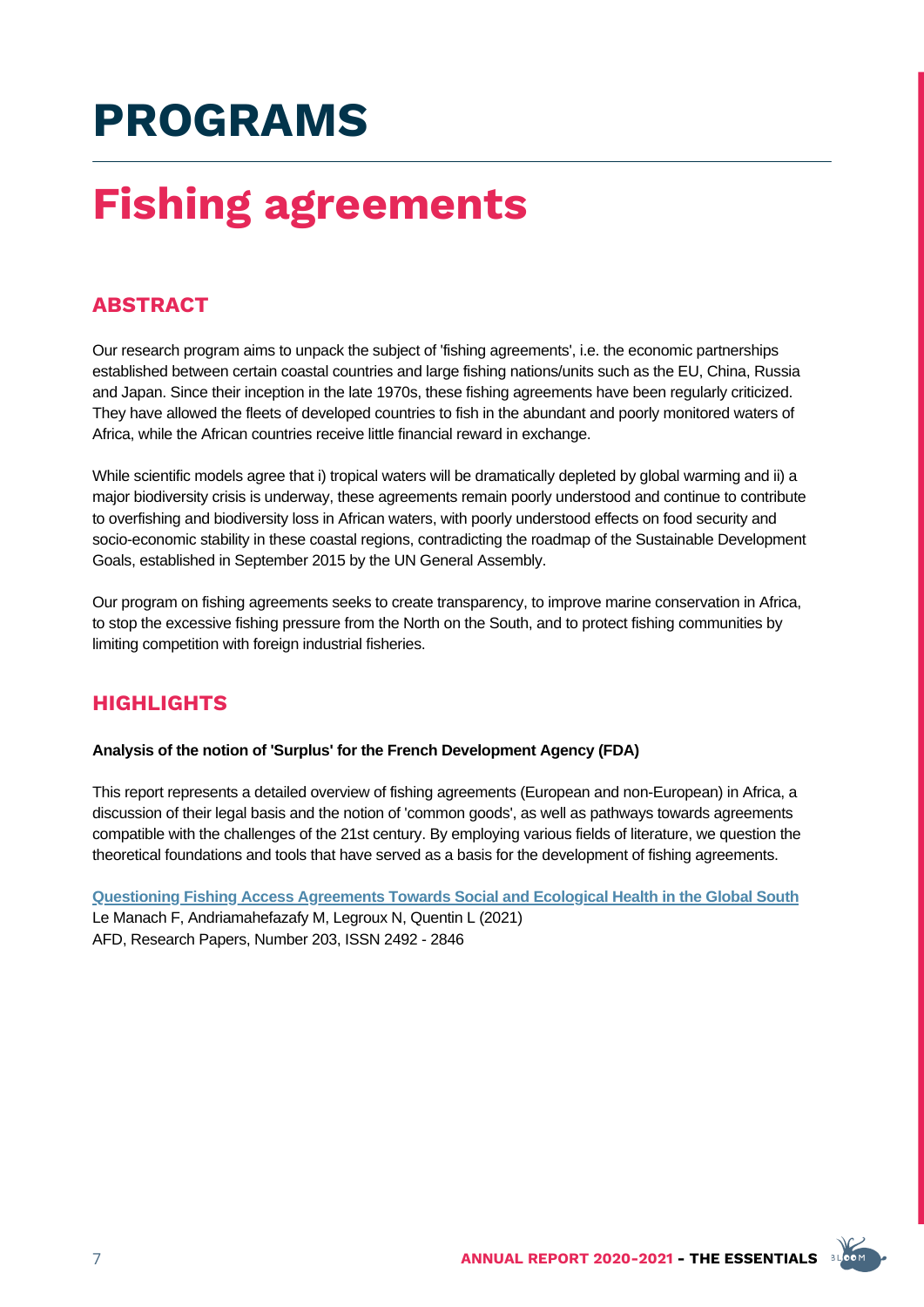# PROGRAMS

## Fishing agreements

### ABSTRACT

Our research program aims to unpack the subject of 'fishing agreements', i.e. the economic partnerships established between certain coastal countries and large fishing nations/units such as the EU, China, Russia and Japan. Since their inception in the late 1970s, these fishing agreements have been regularly criticized. They have allowed the fleets of developed countries to fish in the abundant and poorly monitored waters of Africa, while the African countries receive little financial reward in exchange.

While scientific models agree that i) tropical waters will be dramatically depleted by global warming and ii) a major biodiversity crisis is underway, these agreements remain poorly understood and continue to contribute to overfishing and biodiversity loss in African waters, with poorly understood effects on food security and socio-economic stability in these coastal regions, contradicting the roadmap of the Sustainable Development Goals, established in September 2015 by the UN General Assembly.

Our program on fishing agreements seeks to create transparency, to improve marine conservation in Africa, to stop the excessive fishing pressure from the North on the South, and to protect fishing communities by limiting competition with foreign industrial fisheries.

### HIGHLIGHTS

**Analysis of the notion of 'Surplus' for the French Development Agency (FDA)**

This report represents a detailed overview of fishing agreements (European and non-European) in Africa, a discussion of their legal basis and the notion of 'common goods', as well as pathways towards agreements compatible with the challenges of the 21st century. By employing various fields of literature, we question the theoretical foundations and tools that have served as a basis for the development of fishing agreements.

Questioning Fishing Access Agreements Towards Social and Ecological Health in the Global South
Le Manach F, Andriamahefazafy M, Legroux N, Quentin L (2021)
AFD, Research Papers, Number 203, ISSN 2492 - 2846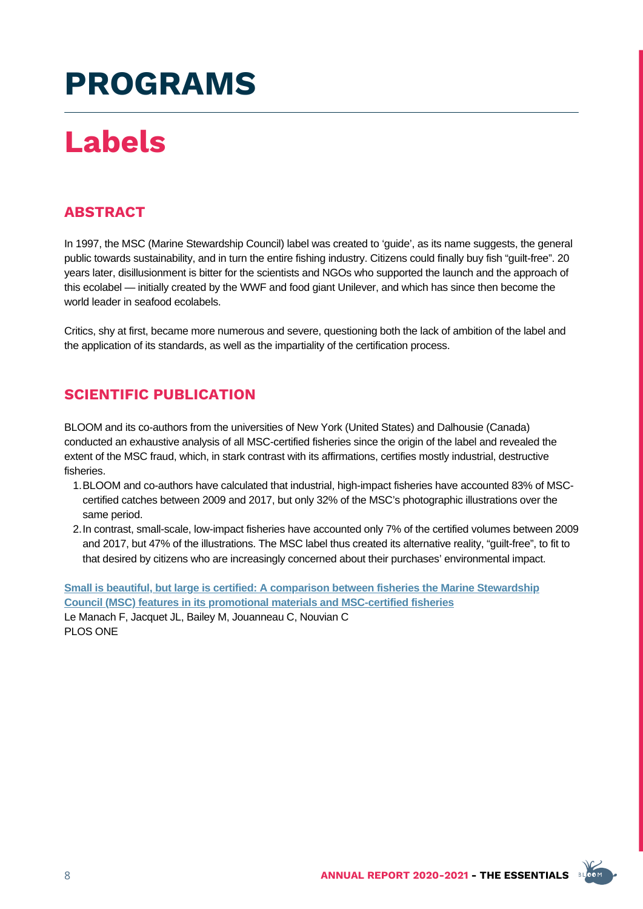# PROGRAMS

# Labels

## ABSTRACT

In 1997, the MSC (Marine Stewardship Council) label was created to 'guide', as its name suggests, the general public towards sustainability, and in turn the entire fishing industry. Citizens could finally buy fish "guilt-free". 20 years later, disillusionment is bitter for the scientists and NGOs who supported the launch and the approach of this ecolabel — initially created by the WWF and food giant Unilever, and which has since then become the world leader in seafood ecolabels.

Critics, shy at first, became more numerous and severe, questioning both the lack of ambition of the label and the application of its standards, as well as the impartiality of the certification process.

## SCIENTIFIC PUBLICATION

BLOOM and its co-authors from the universities of New York (United States) and Dalhousie (Canada) conducted an exhaustive analysis of all MSC-certified fisheries since the origin of the label and revealed the extent of the MSC fraud, which, in stark contrast with its affirmations, certifies mostly industrial, destructive fisheries.

1. BLOOM and co-authors have calculated that industrial, high-impact fisheries have accounted 83% of MSC-certified catches between 2009 and 2017, but only 32% of the MSC's photographic illustrations over the same period.
2. In contrast, small-scale, low-impact fisheries have accounted only 7% of the certified volumes between 2009 and 2017, but 47% of the illustrations. The MSC label thus created its alternative reality, "guilt-free", to fit to that desired by citizens who are increasingly concerned about their purchases' environmental impact.

**Small is beautiful, but large is certified: A comparison between fisheries the Marine Stewardship Council (MSC) features in its promotional materials and MSC-certified fisheries**
Le Manach F, Jacquet JL, Bailey M, Jouanneau C, Nouvian C
PLOS ONE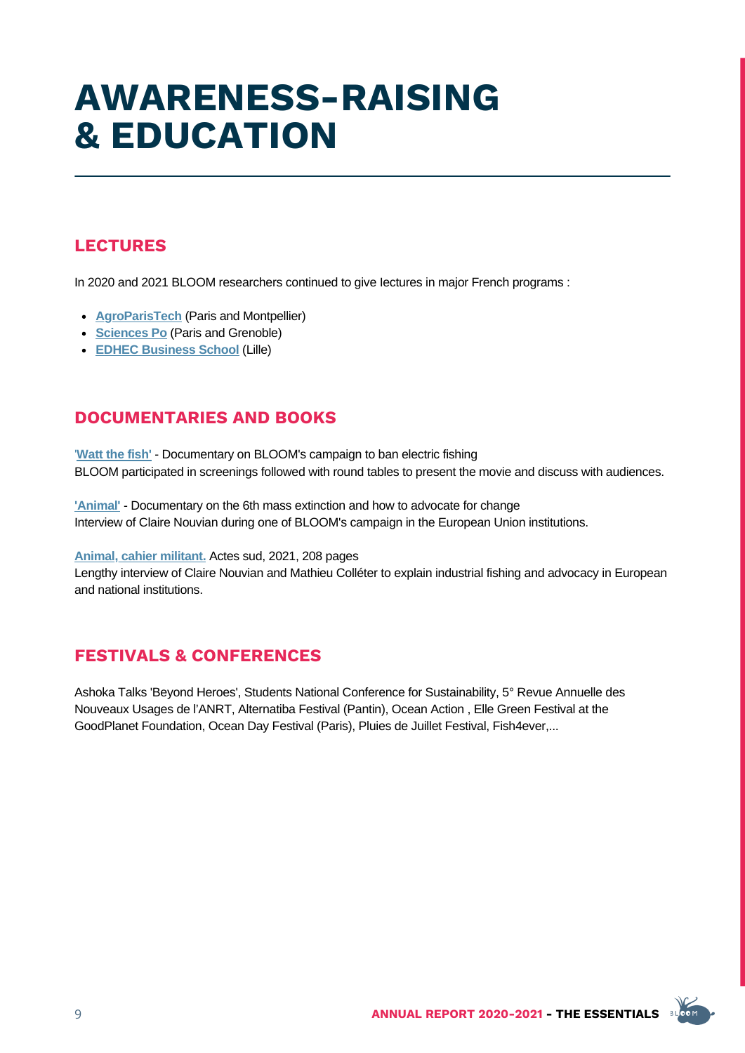# AWARENESS-RAISING & EDUCATION

## LECTURES

In 2020 and 2021 BLOOM researchers continued to give lectures in major French programs :

- AgroParisTech (Paris and Montpellier)
- Sciences Po (Paris and Grenoble)
- EDHEC Business School (Lille)

## DOCUMENTARIES AND BOOKS

'Watt the fish' - Documentary on BLOOM's campaign to ban electric fishing
BLOOM participated in screenings followed with round tables to present the movie and discuss with audiences.

'Animal' - Documentary on the 6th mass extinction and how to advocate for change
Interview of Claire Nouvian during one of BLOOM's campaign in the European Union institutions.

Animal, cahier militant. Actes sud, 2021, 208 pages
Lengthy interview of Claire Nouvian and Mathieu Colléter to explain industrial fishing and advocacy in European and national institutions.

## FESTIVALS & CONFERENCES

Ashoka Talks 'Beyond Heroes', Students National Conference for Sustainability, 5° Revue Annuelle des Nouveaux Usages de l'ANRT, Alternatiba Festival (Pantin), Ocean Action , Elle Green Festival at the GoodPlanet Foundation, Ocean Day Festival (Paris), Pluies de Juillet Festival, Fish4ever,...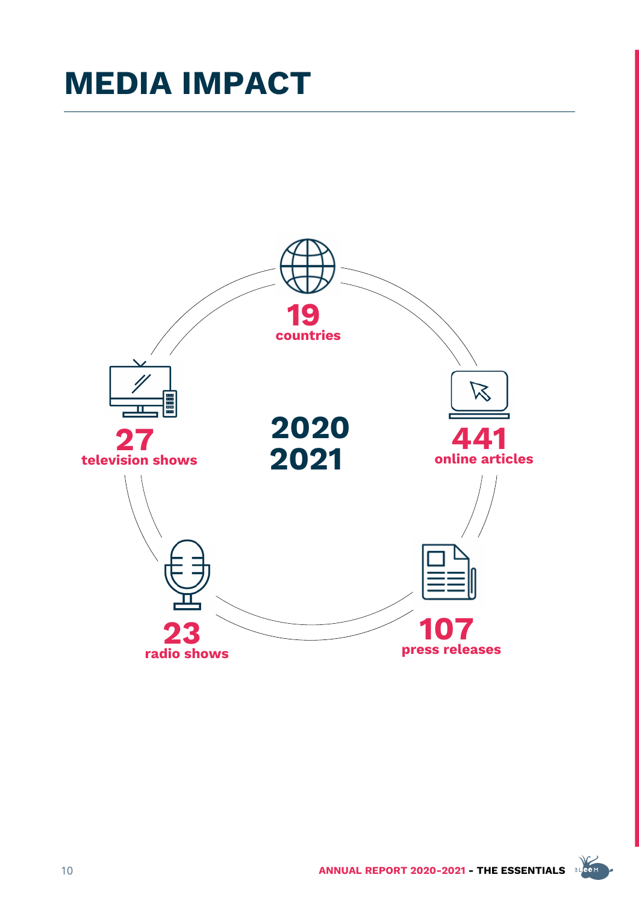# MEDIA IMPACT

**2020 2021**

**19** countries

**441** online articles

**107** press releases

**23** radio shows

**27** television shows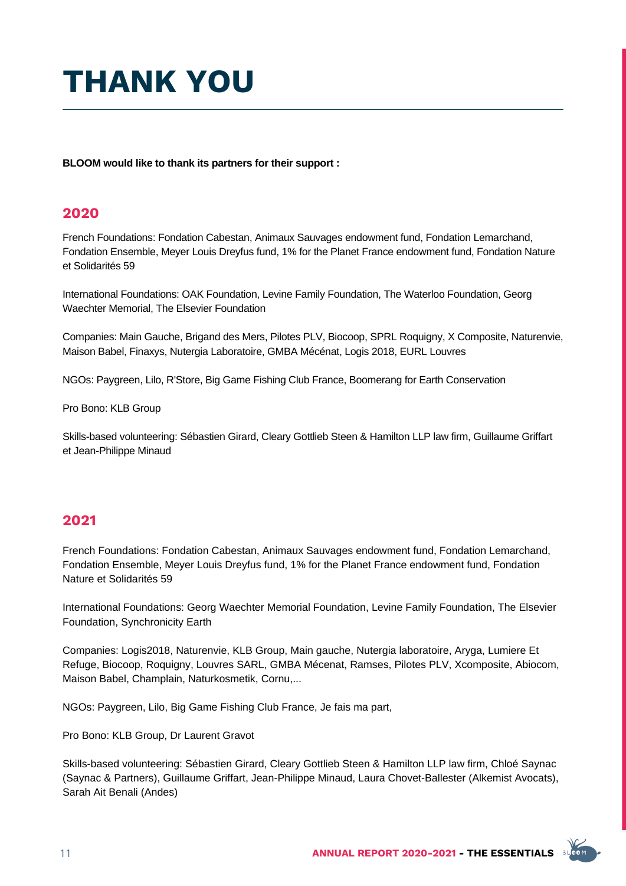# THANK YOU

**BLOOM would like to thank its partners for their support :**

## 2020

French Foundations: Fondation Cabestan, Animaux Sauvages endowment fund, Fondation Lemarchand, Fondation Ensemble, Meyer Louis Dreyfus fund, 1% for the Planet France endowment fund, Fondation Nature et Solidarités 59

International Foundations: OAK Foundation, Levine Family Foundation, The Waterloo Foundation, Georg Waechter Memorial, The Elsevier Foundation

Companies: Main Gauche, Brigand des Mers, Pilotes PLV, Biocoop, SPRL Roquigny, X Composite, Naturenvie, Maison Babel, Finaxys, Nutergia Laboratoire, GMBA Mécénat, Logis 2018, EURL Louvres

NGOs: Paygreen, Lilo, R'Store, Big Game Fishing Club France, Boomerang for Earth Conservation

Pro Bono: KLB Group

Skills-based volunteering: Sébastien Girard, Cleary Gottlieb Steen & Hamilton LLP law firm, Guillaume Griffart et Jean-Philippe Minaud

## 2021

French Foundations: Fondation Cabestan, Animaux Sauvages endowment fund, Fondation Lemarchand, Fondation Ensemble, Meyer Louis Dreyfus fund, 1% for the Planet France endowment fund, Fondation Nature et Solidarités 59

International Foundations: Georg Waechter Memorial Foundation, Levine Family Foundation, The Elsevier Foundation, Synchronicity Earth

Companies: Logis2018, Naturenvie, KLB Group, Main gauche, Nutergia laboratoire, Aryga, Lumiere Et Refuge, Biocoop, Roquigny, Louvres SARL, GMBA Mécenat, Ramses, Pilotes PLV, Xcomposite, Abiocom, Maison Babel, Champlain, Naturkosmetik, Cornu,...

NGOs: Paygreen, Lilo, Big Game Fishing Club France, Je fais ma part,

Pro Bono: KLB Group, Dr Laurent Gravot

Skills-based volunteering: Sébastien Girard, Cleary Gottlieb Steen & Hamilton LLP law firm, Chloé Saynac (Saynac & Partners), Guillaume Griffart, Jean-Philippe Minaud, Laura Chovet-Ballester (Alkemist Avocats), Sarah Ait Benali (Andes)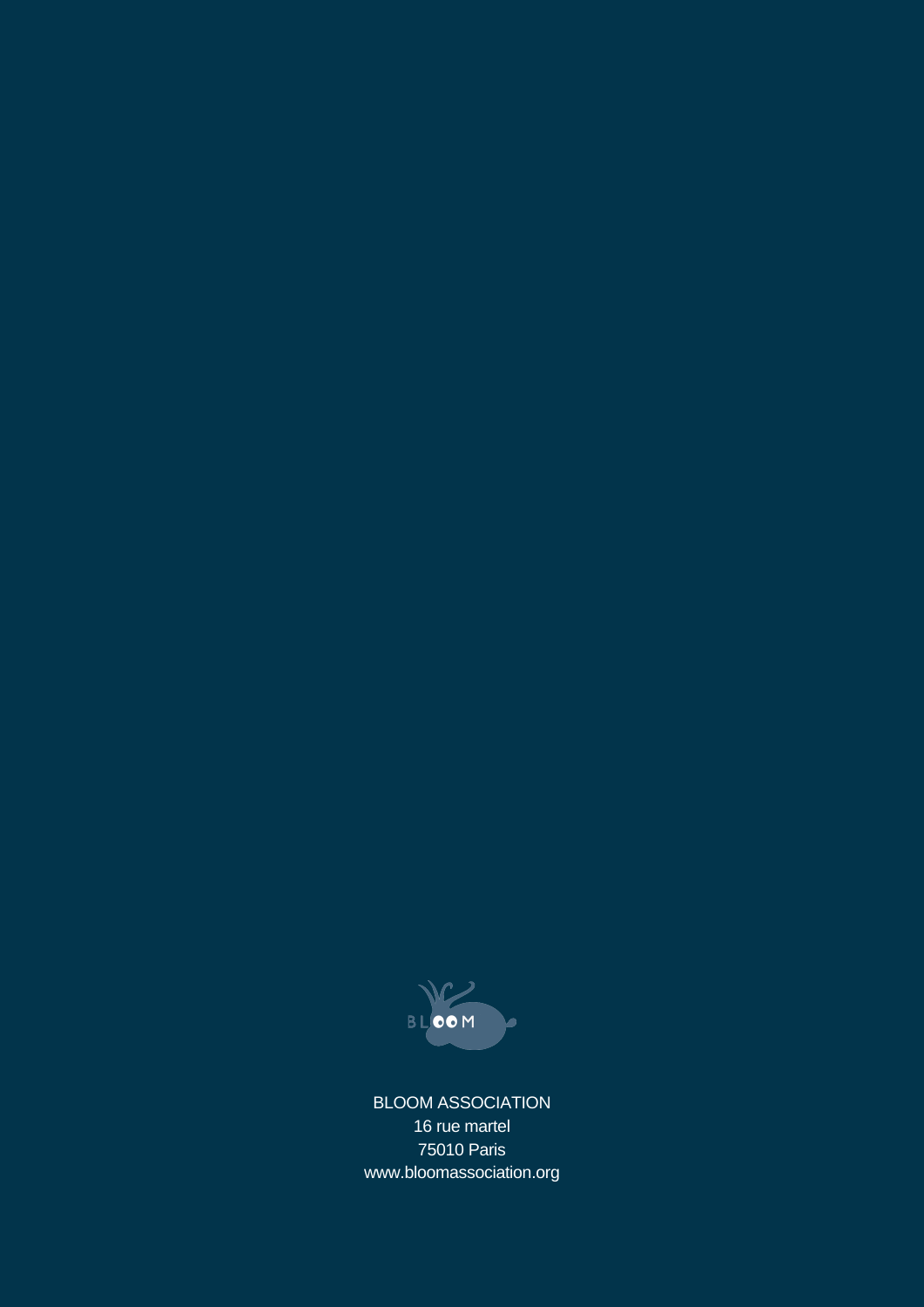BLOOM ASSOCIATION
16 rue martel
75010 Paris
www.bloomassociation.org